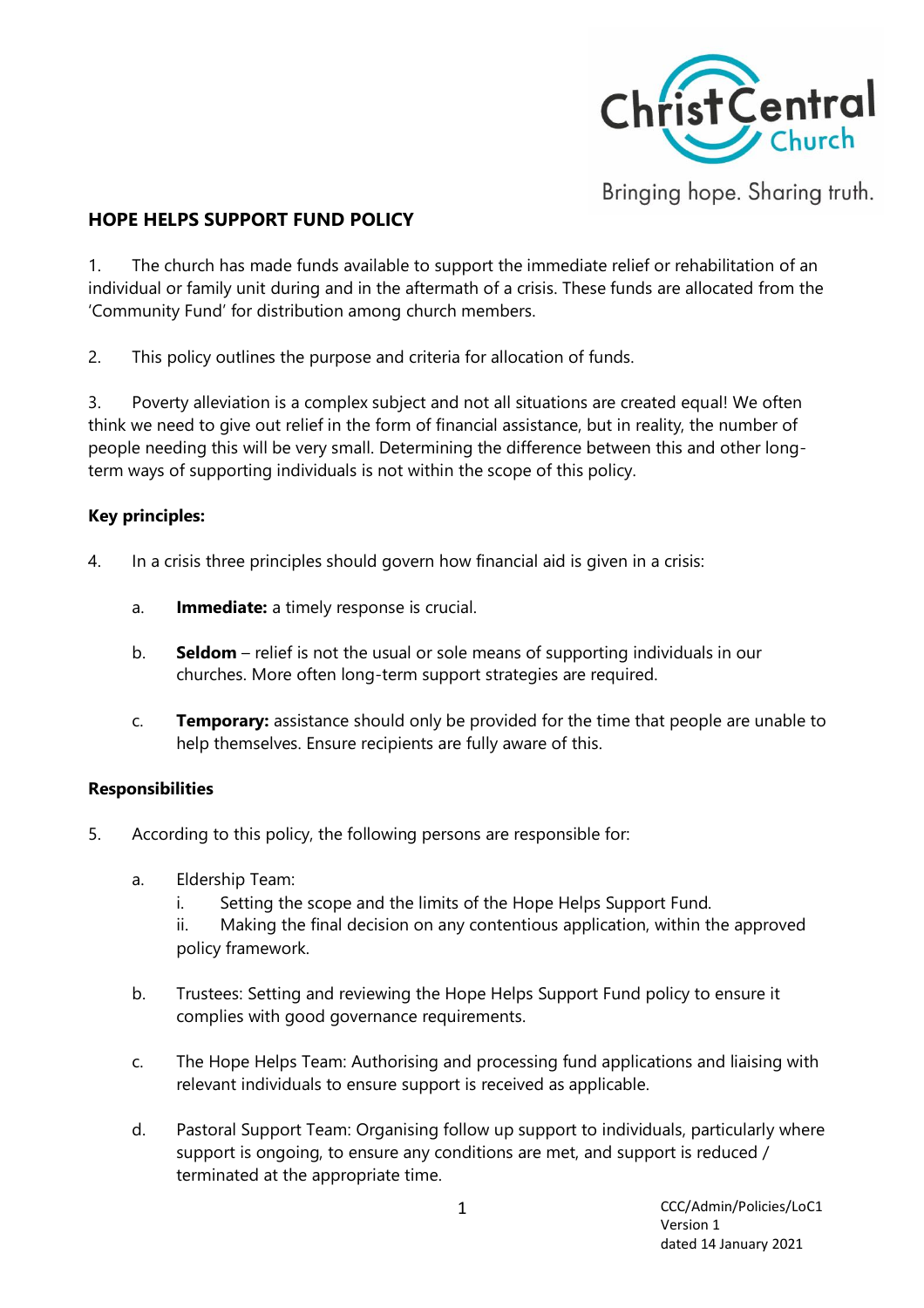# HOPE HELPS SUPPORT FUND POLICY

1. The church has made funds available to support the immediate relief or rehabilitation of an individual or family unit during and in the aftermath of a crisis. These funds are allocated from the 'Community Fund' for distribution among church members.

2. This policy outlines the purpose and criteria for allocation of funds.

3. Poverty alleviation is a complex subject and not all situations are created equal! We often think we need to give out relief in the form of financial assistance, but in reality, the number of people needing this will be very small. Determining the difference between this and other long-term ways of supporting individuals is not within the scope of this policy.

**Key principles:**

4. In a crisis three principles should govern how financial aid is given in a crisis:

   a. **Immediate:** a timely response is crucial.

   b. **Seldom** – relief is not the usual or sole means of supporting individuals in our churches. More often long-term support strategies are required.

   c. **Temporary:** assistance should only be provided for the time that people are unable to help themselves. Ensure recipients are fully aware of this.

**Responsibilities**

5. According to this policy, the following persons are responsible for:

   a. Eldership Team:
      i. Setting the scope and the limits of the Hope Helps Support Fund.
      ii. Making the final decision on any contentious application, within the approved policy framework.

   b. Trustees: Setting and reviewing the Hope Helps Support Fund policy to ensure it complies with good governance requirements.

   c. The Hope Helps Team: Authorising and processing fund applications and liaising with relevant individuals to ensure support is received as applicable.

   d. Pastoral Support Team: Organising follow up support to individuals, particularly where support is ongoing, to ensure any conditions are met, and support is reduced / terminated at the appropriate time.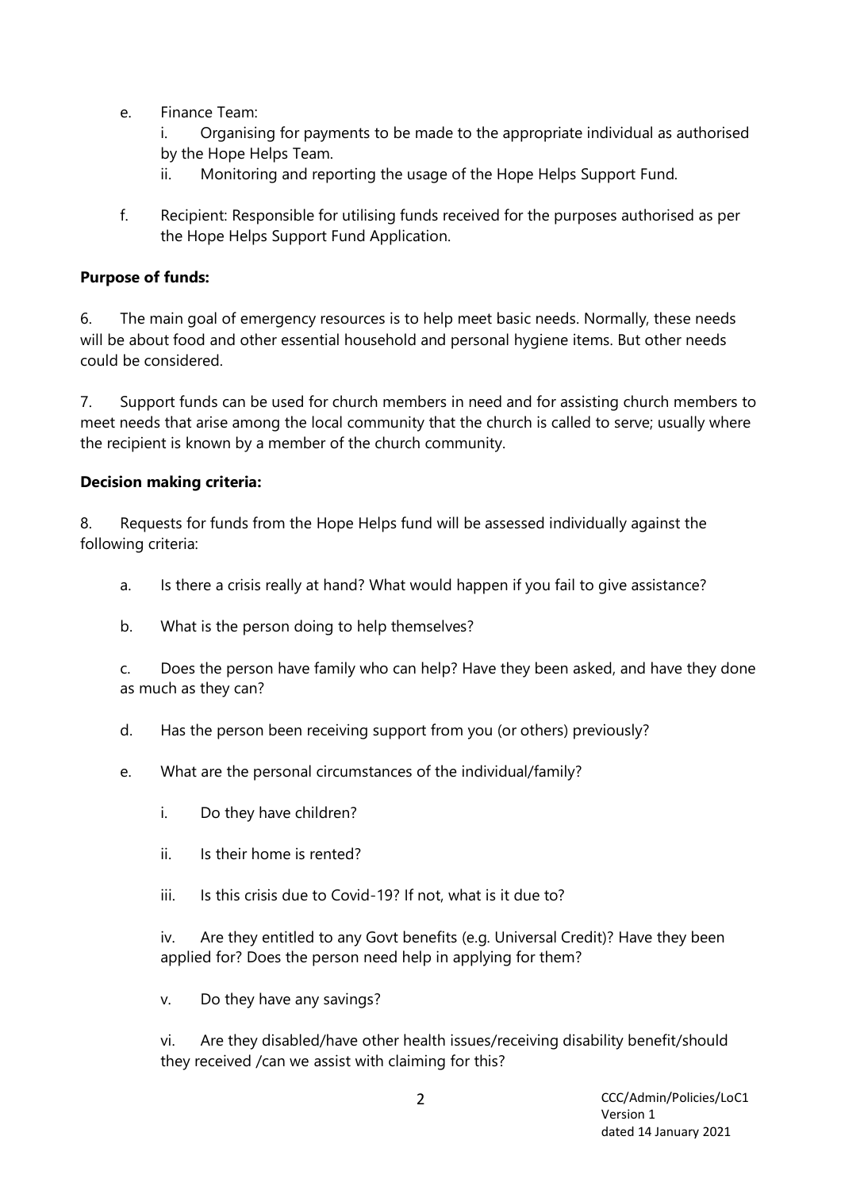e. Finance Team:

   i. Organising for payments to be made to the appropriate individual as authorised by the Hope Helps Team.

   ii. Monitoring and reporting the usage of the Hope Helps Support Fund.

f. Recipient: Responsible for utilising funds received for the purposes authorised as per the Hope Helps Support Fund Application.

**Purpose of funds:**

6. The main goal of emergency resources is to help meet basic needs. Normally, these needs will be about food and other essential household and personal hygiene items. But other needs could be considered.

7. Support funds can be used for church members in need and for assisting church members to meet needs that arise among the local community that the church is called to serve; usually where the recipient is known by a member of the church community.

**Decision making criteria:**

8. Requests for funds from the Hope Helps fund will be assessed individually against the following criteria:

a. Is there a crisis really at hand? What would happen if you fail to give assistance?

b. What is the person doing to help themselves?

c. Does the person have family who can help? Have they been asked, and have they done as much as they can?

d. Has the person been receiving support from you (or others) previously?

e. What are the personal circumstances of the individual/family?

   i. Do they have children?

   ii. Is their home is rented?

   iii. Is this crisis due to Covid-19? If not, what is it due to?

   iv. Are they entitled to any Govt benefits (e.g. Universal Credit)? Have they been applied for? Does the person need help in applying for them?

   v. Do they have any savings?

   vi. Are they disabled/have other health issues/receiving disability benefit/should they received /can we assist with claiming for this?

CCC/Admin/Policies/LoC1
Version 1
dated 14 January 2021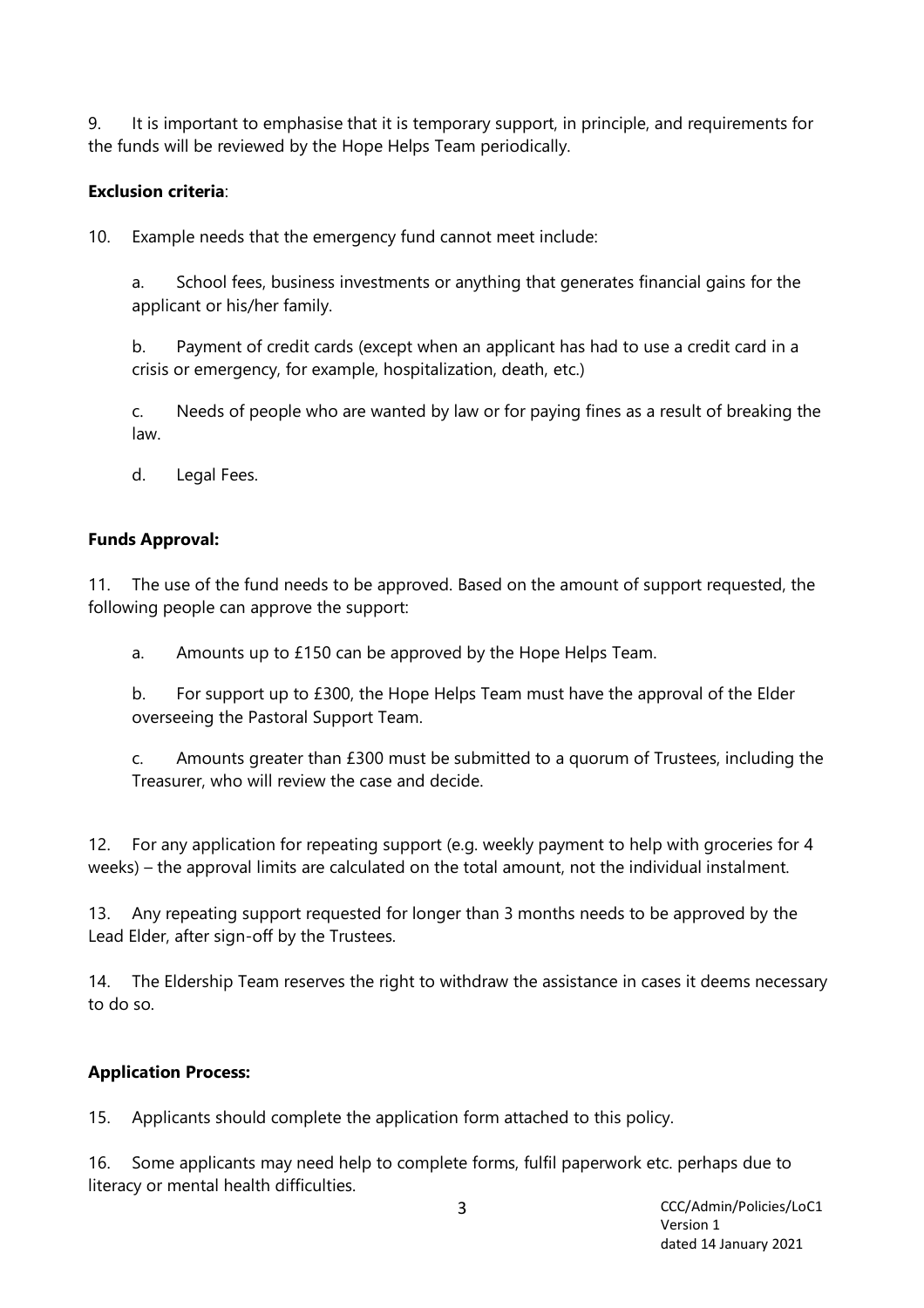9. It is important to emphasise that it is temporary support, in principle, and requirements for the funds will be reviewed by the Hope Helps Team periodically.

**Exclusion criteria**:

10. Example needs that the emergency fund cannot meet include:

   a. School fees, business investments or anything that generates financial gains for the applicant or his/her family.

   b. Payment of credit cards (except when an applicant has had to use a credit card in a crisis or emergency, for example, hospitalization, death, etc.)

   c. Needs of people who are wanted by law or for paying fines as a result of breaking the law.

   d. Legal Fees.

**Funds Approval:**

11. The use of the fund needs to be approved. Based on the amount of support requested, the following people can approve the support:

   a. Amounts up to £150 can be approved by the Hope Helps Team.

   b. For support up to £300, the Hope Helps Team must have the approval of the Elder overseeing the Pastoral Support Team.

   c. Amounts greater than £300 must be submitted to a quorum of Trustees, including the Treasurer, who will review the case and decide.

12. For any application for repeating support (e.g. weekly payment to help with groceries for 4 weeks) – the approval limits are calculated on the total amount, not the individual instalment.

13. Any repeating support requested for longer than 3 months needs to be approved by the Lead Elder, after sign-off by the Trustees.

14. The Eldership Team reserves the right to withdraw the assistance in cases it deems necessary to do so.

**Application Process:**

15. Applicants should complete the application form attached to this policy.

16. Some applicants may need help to complete forms, fulfil paperwork etc. perhaps due to literacy or mental health difficulties.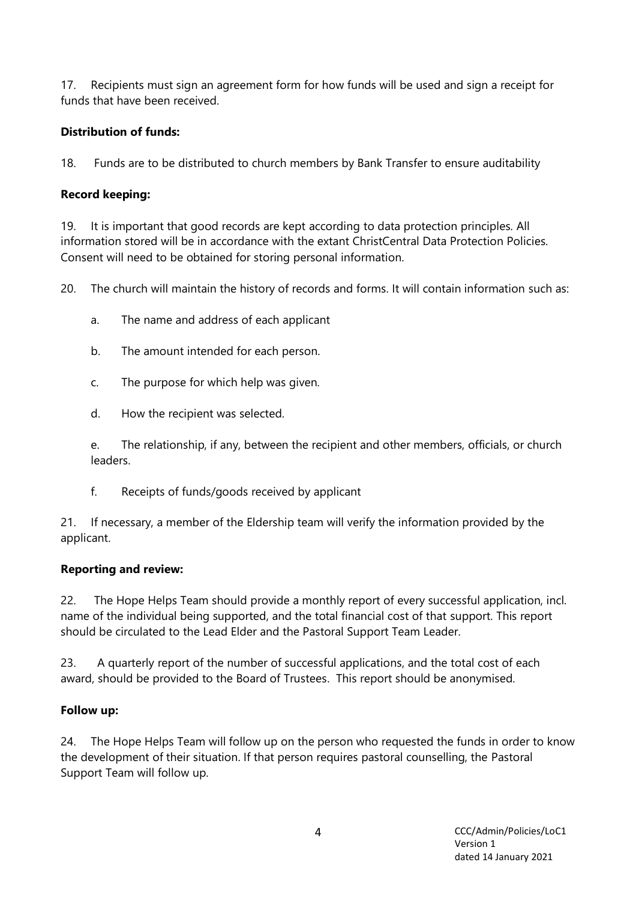17. Recipients must sign an agreement form for how funds will be used and sign a receipt for funds that have been received.

**Distribution of funds:**

18. Funds are to be distributed to church members by Bank Transfer to ensure auditability

**Record keeping:**

19. It is important that good records are kept according to data protection principles. All information stored will be in accordance with the extant ChristCentral Data Protection Policies. Consent will need to be obtained for storing personal information.

20. The church will maintain the history of records and forms. It will contain information such as:

   a. The name and address of each applicant

   b. The amount intended for each person.

   c. The purpose for which help was given.

   d. How the recipient was selected.

   e. The relationship, if any, between the recipient and other members, officials, or church leaders.

   f. Receipts of funds/goods received by applicant

21. If necessary, a member of the Eldership team will verify the information provided by the applicant.

**Reporting and review:**

22. The Hope Helps Team should provide a monthly report of every successful application, incl. name of the individual being supported, and the total financial cost of that support. This report should be circulated to the Lead Elder and the Pastoral Support Team Leader.

23. A quarterly report of the number of successful applications, and the total cost of each award, should be provided to the Board of Trustees. This report should be anonymised.

**Follow up:**

24. The Hope Helps Team will follow up on the person who requested the funds in order to know the development of their situation. If that person requires pastoral counselling, the Pastoral Support Team will follow up.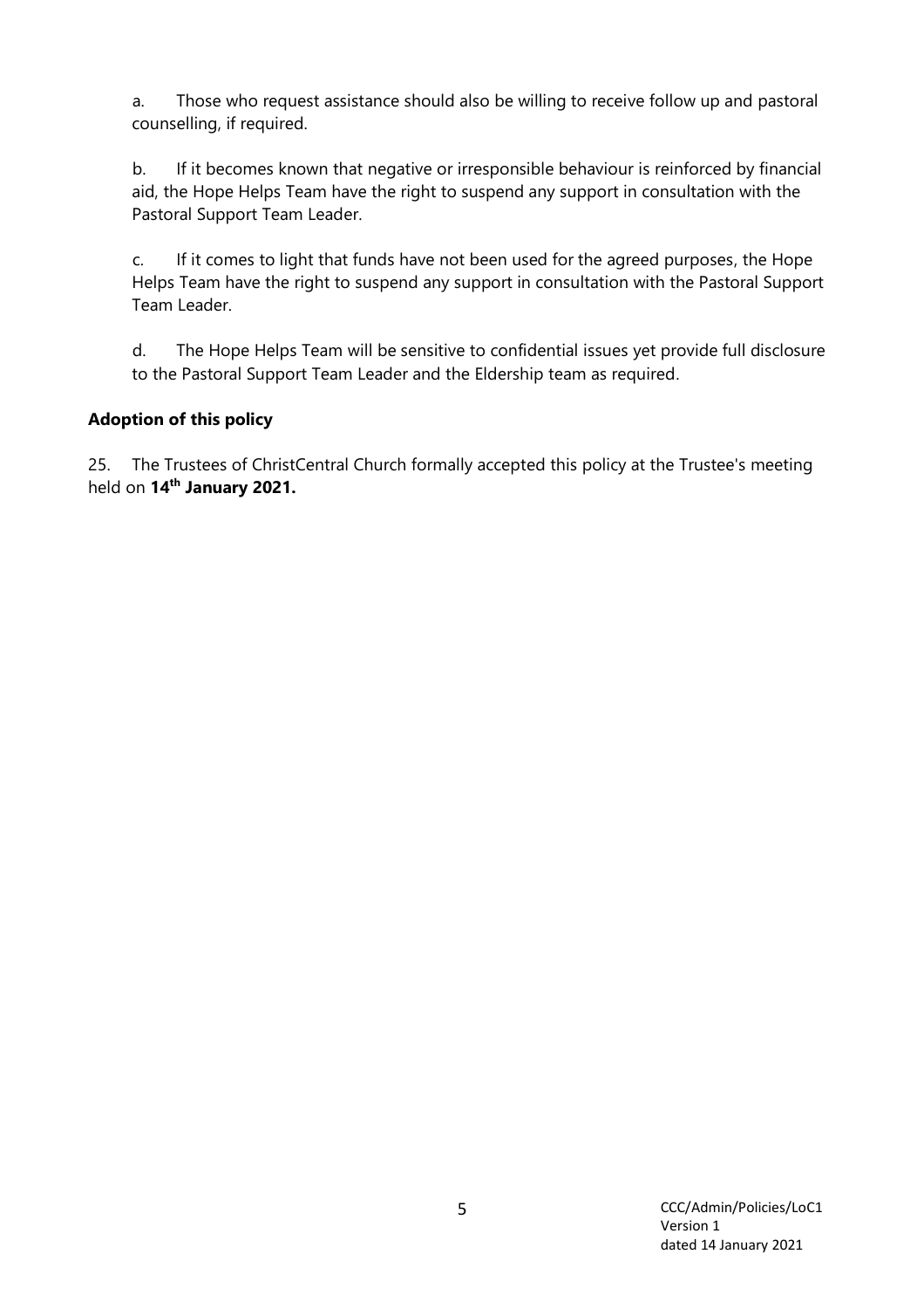a. Those who request assistance should also be willing to receive follow up and pastoral counselling, if required.

b. If it becomes known that negative or irresponsible behaviour is reinforced by financial aid, the Hope Helps Team have the right to suspend any support in consultation with the Pastoral Support Team Leader.

c. If it comes to light that funds have not been used for the agreed purposes, the Hope Helps Team have the right to suspend any support in consultation with the Pastoral Support Team Leader.

d. The Hope Helps Team will be sensitive to confidential issues yet provide full disclosure to the Pastoral Support Team Leader and the Eldership team as required.

**Adoption of this policy**

25. The Trustees of ChristCentral Church formally accepted this policy at the Trustee's meeting held on **14th January 2021.**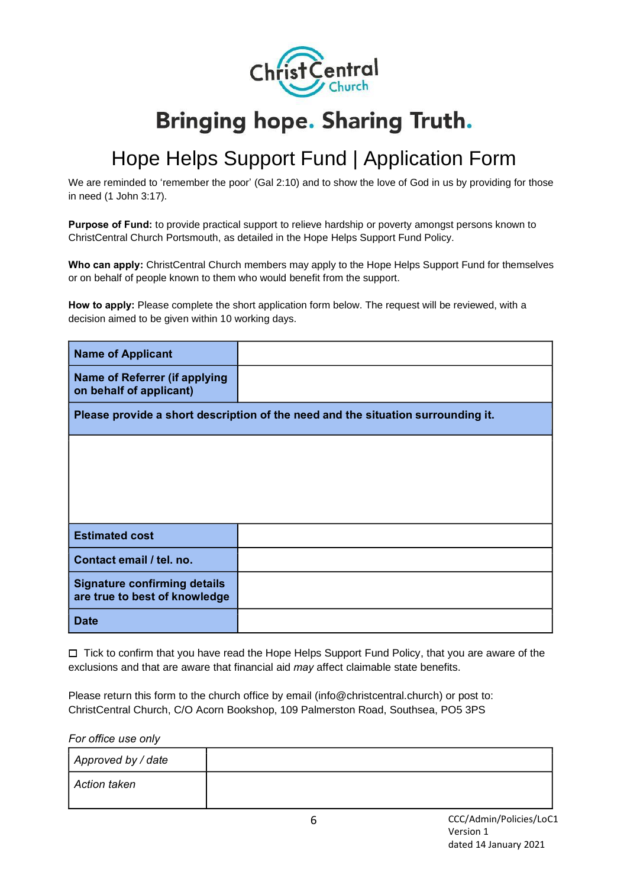**Bringing hope. Sharing Truth.**

# Hope Helps Support Fund | Application Form

We are reminded to 'remember the poor' (Gal 2:10) and to show the love of God in us by providing for those in need (1 John 3:17).

**Purpose of Fund:** to provide practical support to relieve hardship or poverty amongst persons known to ChristCentral Church Portsmouth, as detailed in the Hope Helps Support Fund Policy.

**Who can apply:** ChristCentral Church members may apply to the Hope Helps Support Fund for themselves or on behalf of people known to them who would benefit from the support.

**How to apply:** Please complete the short application form below. The request will be reviewed, with a decision aimed to be given within 10 working days.

| | |
|---|---|
| **Name of Applicant** | |
| **Name of Referrer (if applying on behalf of applicant)** | |
| **Please provide a short description of the need and the situation surrounding it.** | |
| | |
| **Estimated cost** | |
| **Contact email / tel. no.** | |
| **Signature confirming details are true to best of knowledge** | |
| **Date** | |

☐ Tick to confirm that you have read the Hope Helps Support Fund Policy, that you are aware of the exclusions and that are aware that financial aid *may* affect claimable state benefits.

Please return this form to the church office by email (info@christcentral.church) or post to: ChristCentral Church, C/O Acorn Bookshop, 109 Palmerston Road, Southsea, PO5 3PS

*For office use only*

| | |
|---|---|
| *Approved by / date* | |
| *Action taken* | |

CCC/Admin/Policies/LoC1
Version 1
dated 14 January 2021